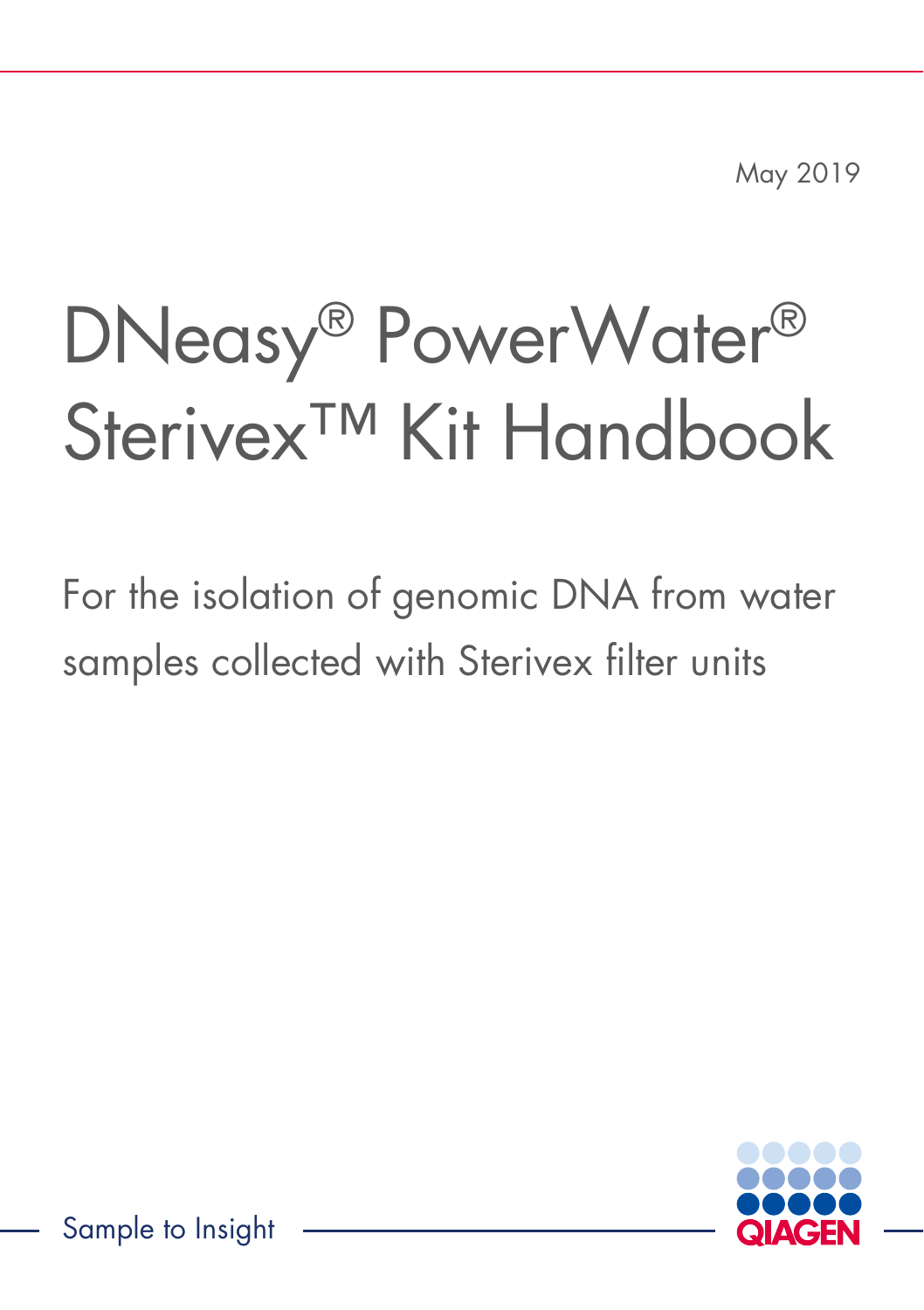May 2019

# DNeasy® PowerWater® Sterivex™ Kit Handbook

For the isolation of genomic DNA from water samples collected with Sterivex filter units

Sample to Insight

QIAGEN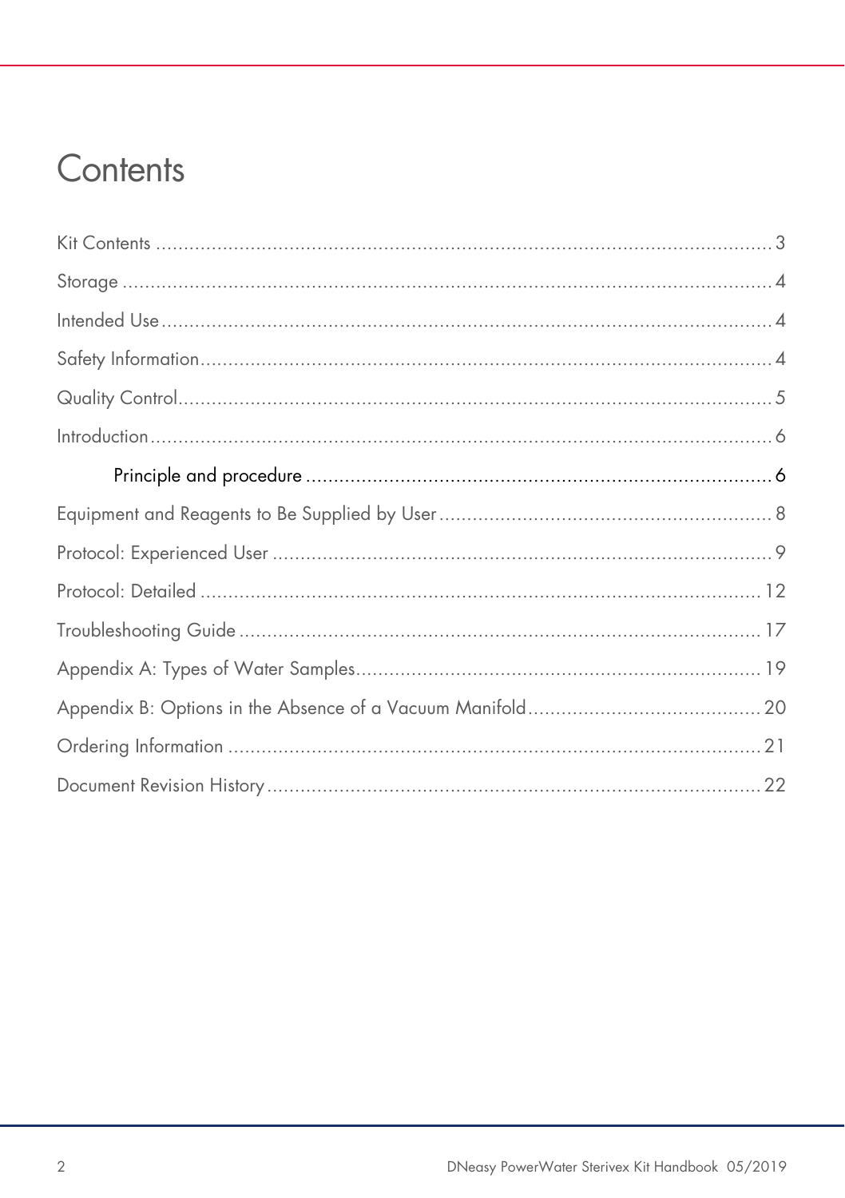# Contents

Kit Contents ........................................................................................................ 3

Storage ................................................................................................................ 4

Intended Use ........................................................................................................ 4

Safety Information ................................................................................................ 4

Quality Control ..................................................................................................... 5

Introduction ......................................................................................................... 6

    Principle and procedure .................................................................................. 6

Equipment and Reagents to Be Supplied by User ................................................. 8

Protocol: Experienced User .................................................................................. 9

Protocol: Detailed ............................................................................................... 12

Troubleshooting Guide ........................................................................................ 17

Appendix A: Types of Water Samples ................................................................. 19

Appendix B: Options in the Absence of a Vacuum Manifold ................................ 20

Ordering Information .......................................................................................... 21

Document Revision History .................................................................................. 22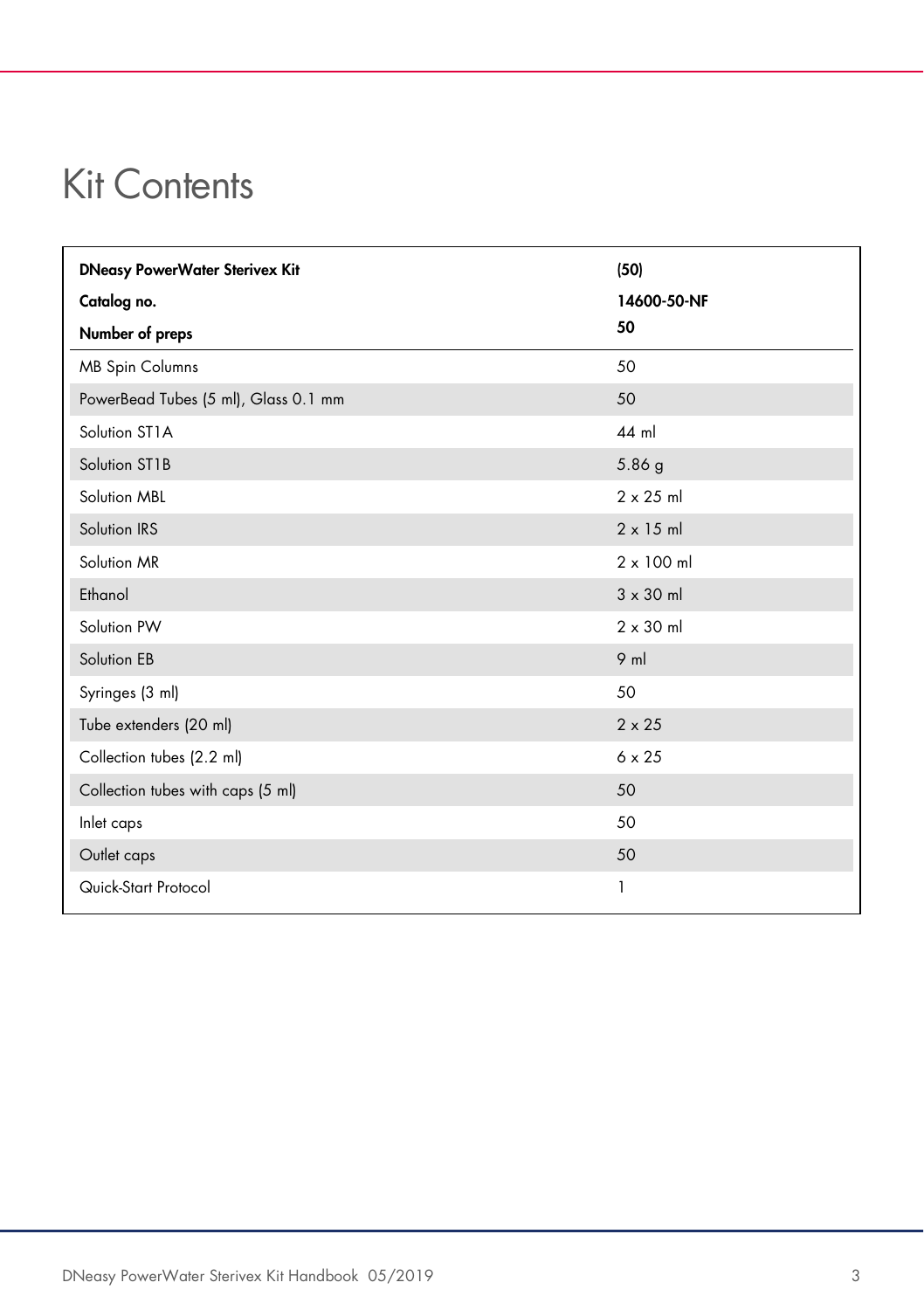# Kit Contents

| **DNeasy PowerWater Sterivex Kit**<br>**Catalog no.**<br>**Number of preps** | **(50)**<br>**14600-50-NF**<br>**50** |
|---|---|
| MB Spin Columns | 50 |
| PowerBead Tubes (5 ml), Glass 0.1 mm | 50 |
| Solution ST1A | 44 ml |
| Solution ST1B | 5.86 g |
| Solution MBL | 2 x 25 ml |
| Solution IRS | 2 x 15 ml |
| Solution MR | 2 x 100 ml |
| Ethanol | 3 x 30 ml |
| Solution PW | 2 x 30 ml |
| Solution EB | 9 ml |
| Syringes (3 ml) | 50 |
| Tube extenders (20 ml) | 2 x 25 |
| Collection tubes (2.2 ml) | 6 x 25 |
| Collection tubes with caps (5 ml) | 50 |
| Inlet caps | 50 |
| Outlet caps | 50 |
| Quick-Start Protocol | 1 |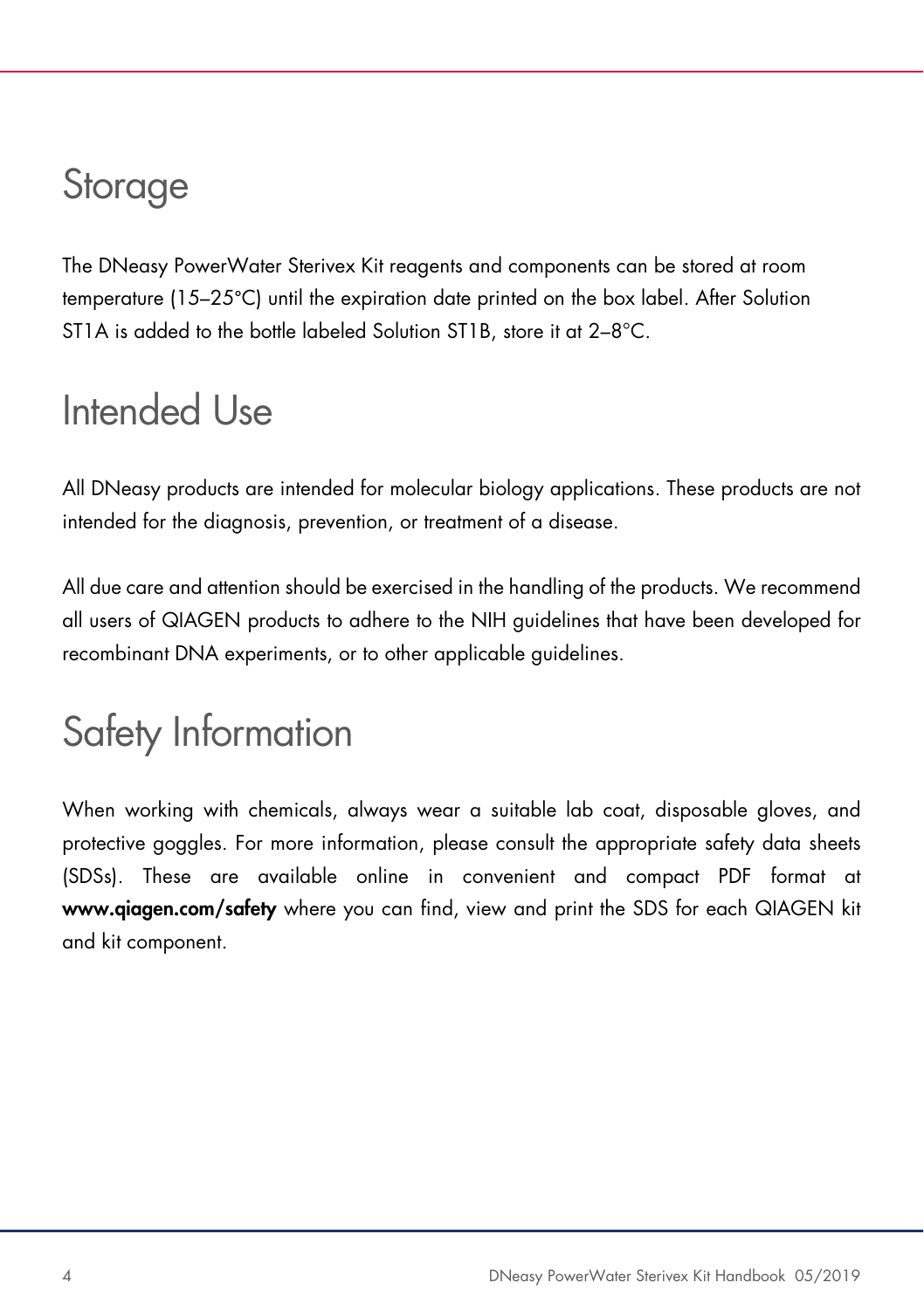# Storage

The DNeasy PowerWater Sterivex Kit reagents and components can be stored at room temperature (15–25°C) until the expiration date printed on the box label. After Solution ST1A is added to the bottle labeled Solution ST1B, store it at 2–8°C.

# Intended Use

All DNeasy products are intended for molecular biology applications. These products are not intended for the diagnosis, prevention, or treatment of a disease.

All due care and attention should be exercised in the handling of the products. We recommend all users of QIAGEN products to adhere to the NIH guidelines that have been developed for recombinant DNA experiments, or to other applicable guidelines.

# Safety Information

When working with chemicals, always wear a suitable lab coat, disposable gloves, and protective goggles. For more information, please consult the appropriate safety data sheets (SDSs). These are available online in convenient and compact PDF format at **www.qiagen.com/safety** where you can find, view and print the SDS for each QIAGEN kit and kit component.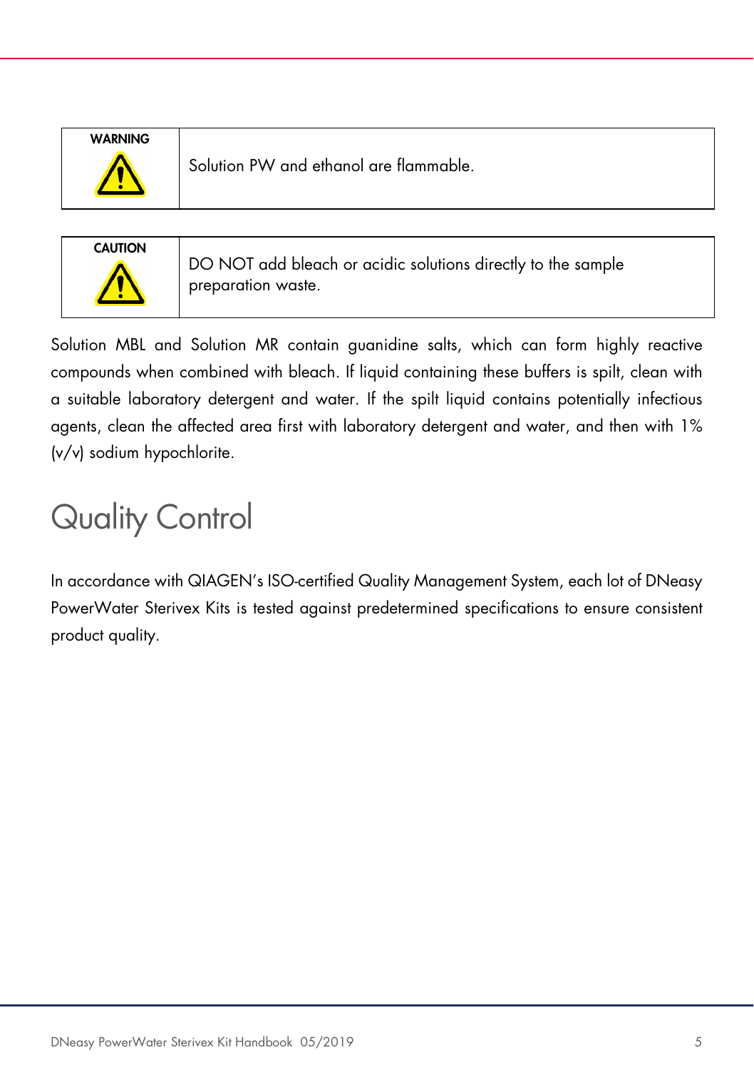| WARNING | Solution PW and ethanol are flammable. |
|---|---|

| CAUTION | DO NOT add bleach or acidic solutions directly to the sample preparation waste. |
|---|---|

Solution MBL and Solution MR contain guanidine salts, which can form highly reactive compounds when combined with bleach. If liquid containing these buffers is spilt, clean with a suitable laboratory detergent and water. If the spilt liquid contains potentially infectious agents, clean the affected area first with laboratory detergent and water, and then with 1% (v/v) sodium hypochlorite.

# Quality Control

In accordance with QIAGEN's ISO-certified Quality Management System, each lot of DNeasy PowerWater Sterivex Kits is tested against predetermined specifications to ensure consistent product quality.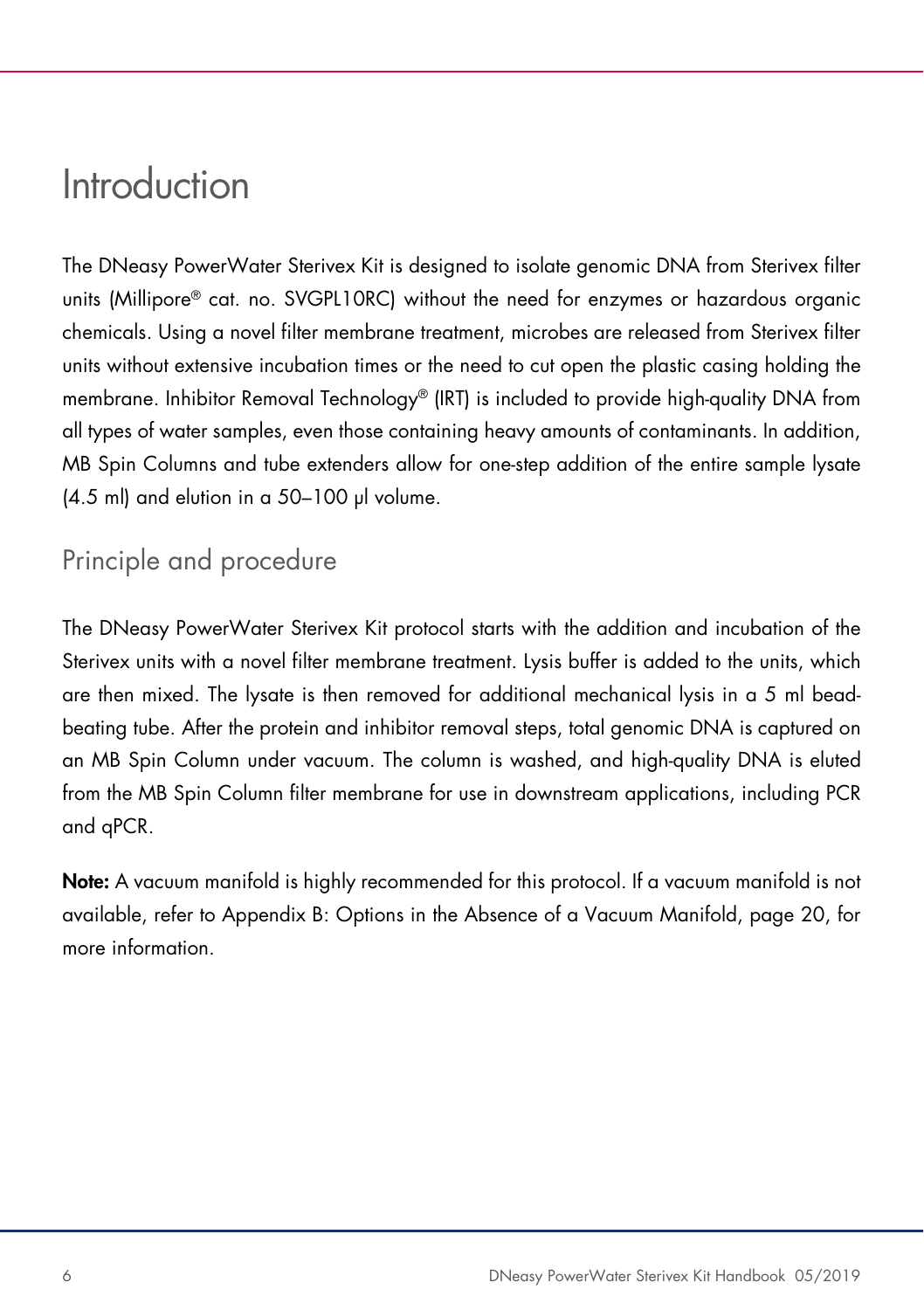# Introduction

The DNeasy PowerWater Sterivex Kit is designed to isolate genomic DNA from Sterivex filter units (Millipore® cat. no. SVGPL10RC) without the need for enzymes or hazardous organic chemicals. Using a novel filter membrane treatment, microbes are released from Sterivex filter units without extensive incubation times or the need to cut open the plastic casing holding the membrane. Inhibitor Removal Technology® (IRT) is included to provide high-quality DNA from all types of water samples, even those containing heavy amounts of contaminants. In addition, MB Spin Columns and tube extenders allow for one-step addition of the entire sample lysate (4.5 ml) and elution in a 50–100 µl volume.

## Principle and procedure

The DNeasy PowerWater Sterivex Kit protocol starts with the addition and incubation of the Sterivex units with a novel filter membrane treatment. Lysis buffer is added to the units, which are then mixed. The lysate is then removed for additional mechanical lysis in a 5 ml bead-beating tube. After the protein and inhibitor removal steps, total genomic DNA is captured on an MB Spin Column under vacuum. The column is washed, and high-quality DNA is eluted from the MB Spin Column filter membrane for use in downstream applications, including PCR and qPCR.

**Note:** A vacuum manifold is highly recommended for this protocol. If a vacuum manifold is not available, refer to Appendix B: Options in the Absence of a Vacuum Manifold, page 20, for more information.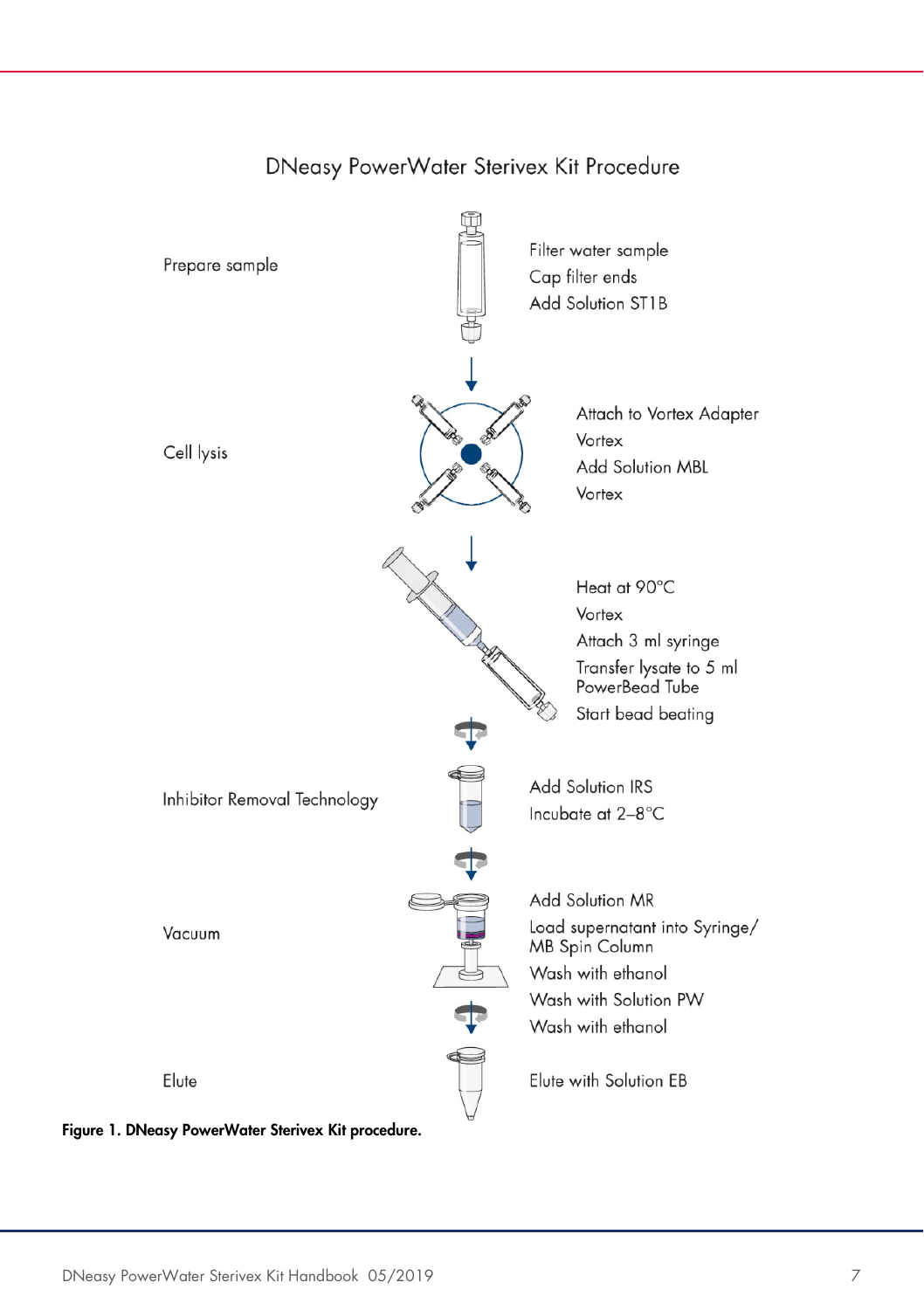## DNeasy PowerWater Sterivex Kit Procedure

| Step | Actions |
| --- | --- |
| Prepare sample | Filter water sample<br>Cap filter ends<br>Add Solution ST1B |
| Cell lysis | Attach to Vortex Adapter<br>Vortex<br>Add Solution MBL<br>Vortex |
| | Heat at 90°C<br>Vortex<br>Attach 3 ml syringe<br>Transfer lysate to 5 ml PowerBead Tube<br>Start bead beating |
| Inhibitor Removal Technology | Add Solution IRS<br>Incubate at 2–8°C |
| Vacuum | Add Solution MR<br>Load supernatant into Syringe/MB Spin Column<br>Wash with ethanol<br>Wash with Solution PW<br>Wash with ethanol |
| Elute | Elute with Solution EB |

**Figure 1. DNeasy PowerWater Sterivex Kit procedure.**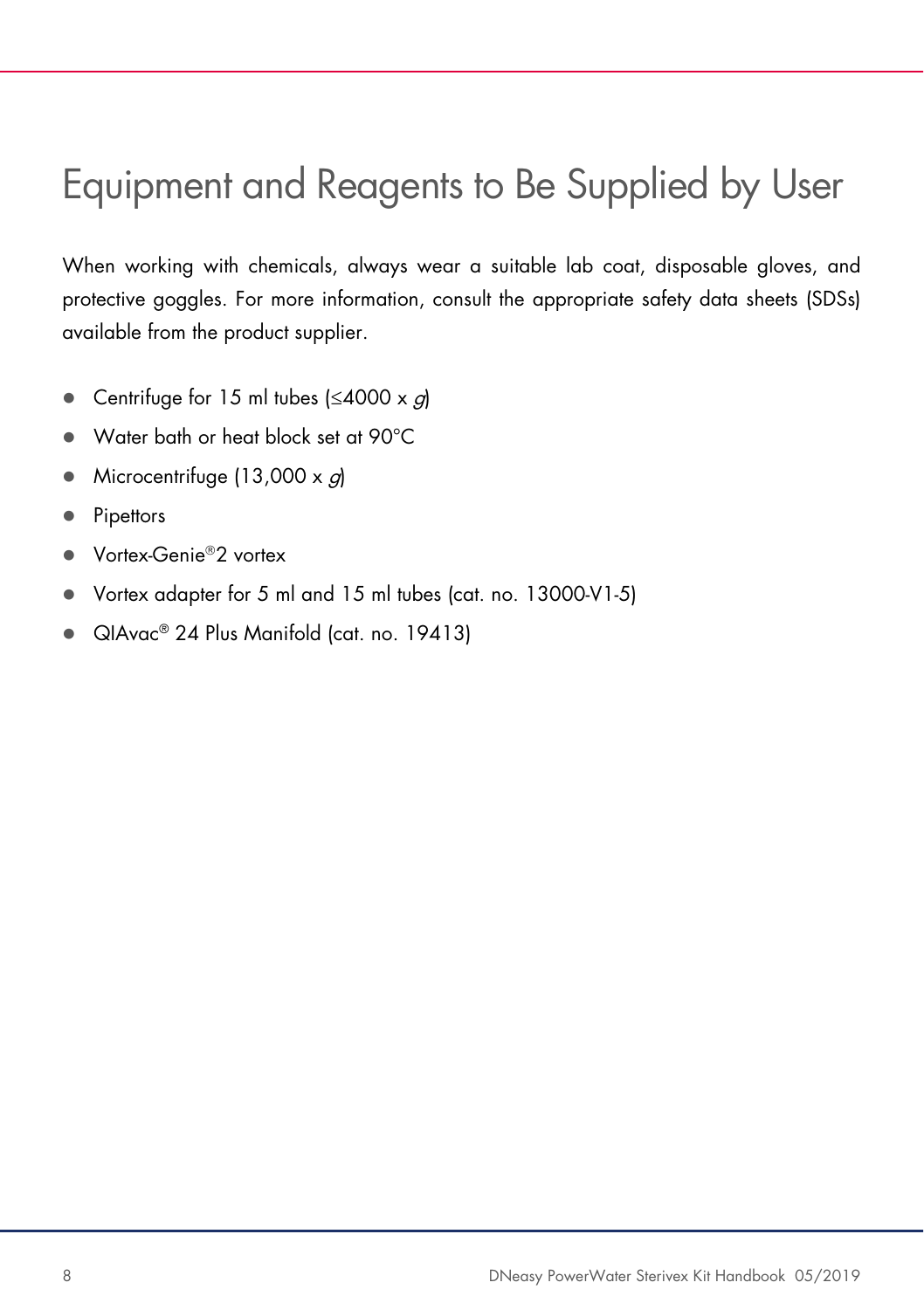# Equipment and Reagents to Be Supplied by User

When working with chemicals, always wear a suitable lab coat, disposable gloves, and protective goggles. For more information, consult the appropriate safety data sheets (SDSs) available from the product supplier.

- Centrifuge for 15 ml tubes (≤4000 x *g*)
- Water bath or heat block set at 90°C
- Microcentrifuge (13,000 x *g*)
- Pipettors
- Vortex-Genie®2 vortex
- Vortex adapter for 5 ml and 15 ml tubes (cat. no. 13000-V1-5)
- QIAvac® 24 Plus Manifold (cat. no. 19413)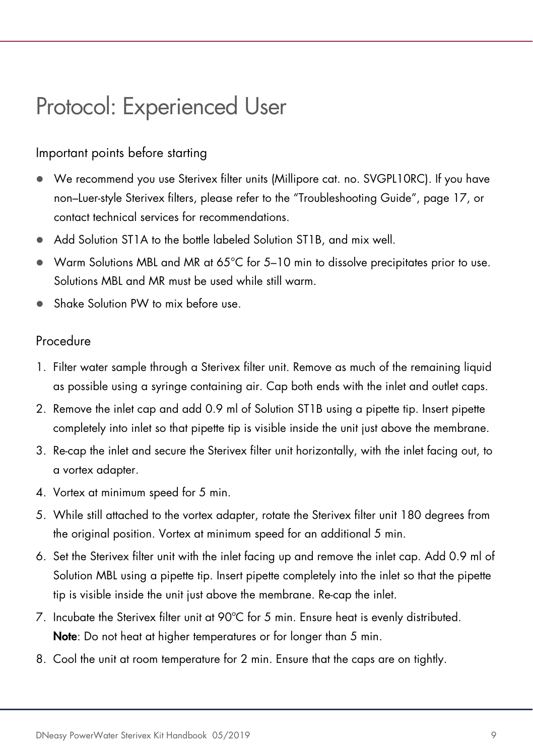# Protocol: Experienced User

## Important points before starting

- We recommend you use Sterivex filter units (Millipore cat. no. SVGPL10RC). If you have non–Luer-style Sterivex filters, please refer to the "Troubleshooting Guide", page 17, or contact technical services for recommendations.
- Add Solution ST1A to the bottle labeled Solution ST1B, and mix well.
- Warm Solutions MBL and MR at 65°C for 5–10 min to dissolve precipitates prior to use. Solutions MBL and MR must be used while still warm.
- Shake Solution PW to mix before use.

## Procedure

1. Filter water sample through a Sterivex filter unit. Remove as much of the remaining liquid as possible using a syringe containing air. Cap both ends with the inlet and outlet caps.
2. Remove the inlet cap and add 0.9 ml of Solution ST1B using a pipette tip. Insert pipette completely into inlet so that pipette tip is visible inside the unit just above the membrane.
3. Re-cap the inlet and secure the Sterivex filter unit horizontally, with the inlet facing out, to a vortex adapter.
4. Vortex at minimum speed for 5 min.
5. While still attached to the vortex adapter, rotate the Sterivex filter unit 180 degrees from the original position. Vortex at minimum speed for an additional 5 min.
6. Set the Sterivex filter unit with the inlet facing up and remove the inlet cap. Add 0.9 ml of Solution MBL using a pipette tip. Insert pipette completely into the inlet so that the pipette tip is visible inside the unit just above the membrane. Re-cap the inlet.
7. Incubate the Sterivex filter unit at 90°C for 5 min. Ensure heat is evenly distributed.
   **Note**: Do not heat at higher temperatures or for longer than 5 min.
8. Cool the unit at room temperature for 2 min. Ensure that the caps are on tightly.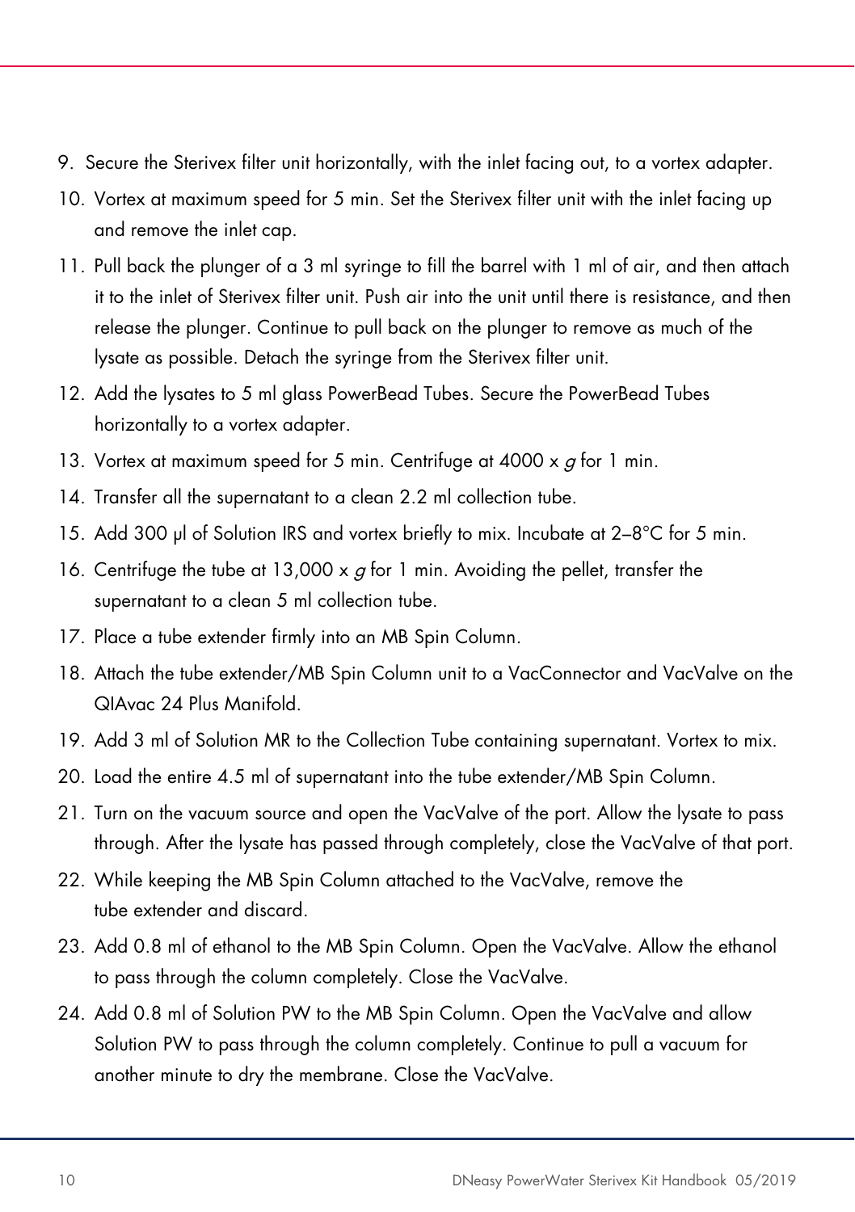9. Secure the Sterivex filter unit horizontally, with the inlet facing out, to a vortex adapter.
10. Vortex at maximum speed for 5 min. Set the Sterivex filter unit with the inlet facing up and remove the inlet cap.
11. Pull back the plunger of a 3 ml syringe to fill the barrel with 1 ml of air, and then attach it to the inlet of Sterivex filter unit. Push air into the unit until there is resistance, and then release the plunger. Continue to pull back on the plunger to remove as much of the lysate as possible. Detach the syringe from the Sterivex filter unit.
12. Add the lysates to 5 ml glass PowerBead Tubes. Secure the PowerBead Tubes horizontally to a vortex adapter.
13. Vortex at maximum speed for 5 min. Centrifuge at 4000 x *g* for 1 min.
14. Transfer all the supernatant to a clean 2.2 ml collection tube.
15. Add 300 µl of Solution IRS and vortex briefly to mix. Incubate at 2–8°C for 5 min.
16. Centrifuge the tube at 13,000 x *g* for 1 min. Avoiding the pellet, transfer the supernatant to a clean 5 ml collection tube.
17. Place a tube extender firmly into an MB Spin Column.
18. Attach the tube extender/MB Spin Column unit to a VacConnector and VacValve on the QIAvac 24 Plus Manifold.
19. Add 3 ml of Solution MR to the Collection Tube containing supernatant. Vortex to mix.
20. Load the entire 4.5 ml of supernatant into the tube extender/MB Spin Column.
21. Turn on the vacuum source and open the VacValve of the port. Allow the lysate to pass through. After the lysate has passed through completely, close the VacValve of that port.
22. While keeping the MB Spin Column attached to the VacValve, remove the tube extender and discard.
23. Add 0.8 ml of ethanol to the MB Spin Column. Open the VacValve. Allow the ethanol to pass through the column completely. Close the VacValve.
24. Add 0.8 ml of Solution PW to the MB Spin Column. Open the VacValve and allow Solution PW to pass through the column completely. Continue to pull a vacuum for another minute to dry the membrane. Close the VacValve.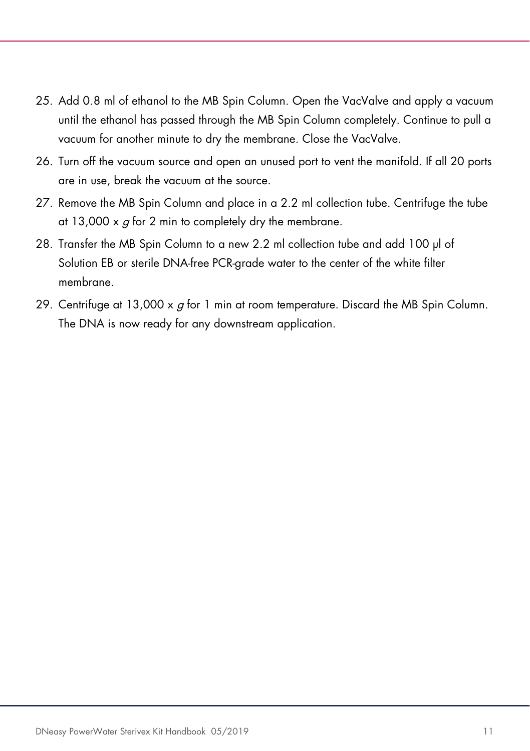25. Add 0.8 ml of ethanol to the MB Spin Column. Open the VacValve and apply a vacuum until the ethanol has passed through the MB Spin Column completely. Continue to pull a vacuum for another minute to dry the membrane. Close the VacValve.
26. Turn off the vacuum source and open an unused port to vent the manifold. If all 20 ports are in use, break the vacuum at the source.
27. Remove the MB Spin Column and place in a 2.2 ml collection tube. Centrifuge the tube at 13,000 x *g* for 2 min to completely dry the membrane.
28. Transfer the MB Spin Column to a new 2.2 ml collection tube and add 100 µl of Solution EB or sterile DNA-free PCR-grade water to the center of the white filter membrane.
29. Centrifuge at 13,000 x *g* for 1 min at room temperature. Discard the MB Spin Column. The DNA is now ready for any downstream application.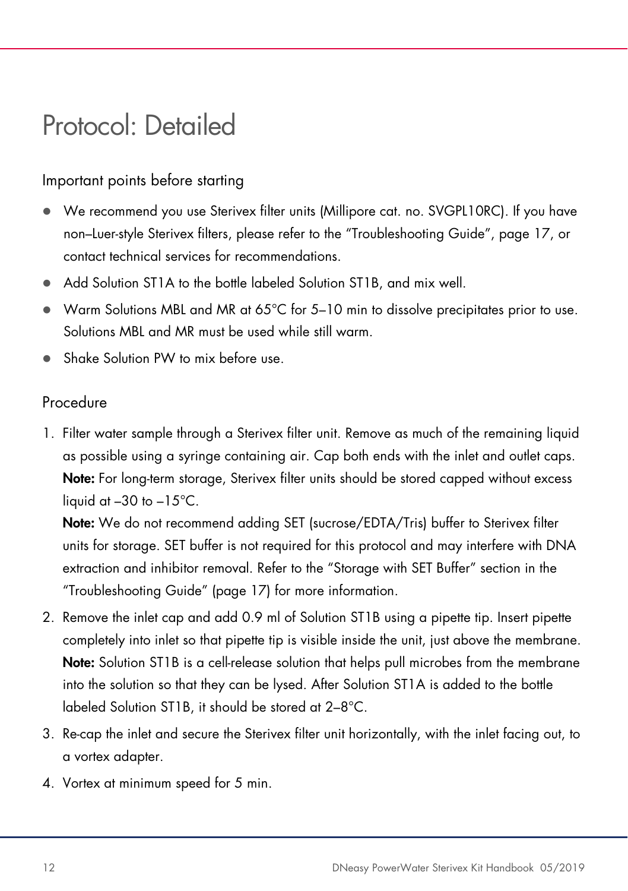# Protocol: Detailed

## Important points before starting

- We recommend you use Sterivex filter units (Millipore cat. no. SVGPL10RC). If you have non–Luer-style Sterivex filters, please refer to the "Troubleshooting Guide", page 17, or contact technical services for recommendations.
- Add Solution ST1A to the bottle labeled Solution ST1B, and mix well.
- Warm Solutions MBL and MR at 65°C for 5–10 min to dissolve precipitates prior to use. Solutions MBL and MR must be used while still warm.
- Shake Solution PW to mix before use.

## Procedure

1. Filter water sample through a Sterivex filter unit. Remove as much of the remaining liquid as possible using a syringe containing air. Cap both ends with the inlet and outlet caps.
   **Note:** For long-term storage, Sterivex filter units should be stored capped without excess liquid at –30 to –15°C.
   **Note:** We do not recommend adding SET (sucrose/EDTA/Tris) buffer to Sterivex filter units for storage. SET buffer is not required for this protocol and may interfere with DNA extraction and inhibitor removal. Refer to the "Storage with SET Buffer" section in the "Troubleshooting Guide" (page 17) for more information.
2. Remove the inlet cap and add 0.9 ml of Solution ST1B using a pipette tip. Insert pipette completely into inlet so that pipette tip is visible inside the unit, just above the membrane.
   **Note:** Solution ST1B is a cell-release solution that helps pull microbes from the membrane into the solution so that they can be lysed. After Solution ST1A is added to the bottle labeled Solution ST1B, it should be stored at 2–8°C.
3. Re-cap the inlet and secure the Sterivex filter unit horizontally, with the inlet facing out, to a vortex adapter.
4. Vortex at minimum speed for 5 min.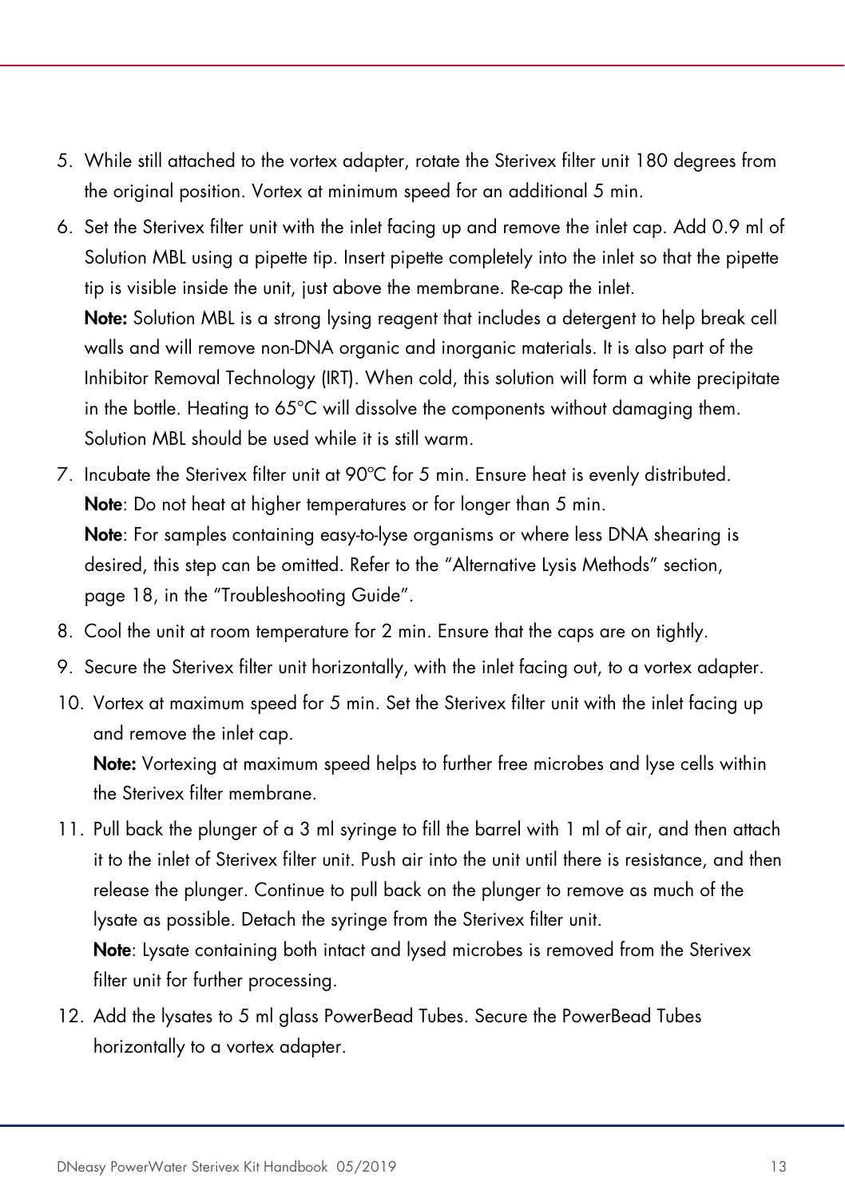5. While still attached to the vortex adapter, rotate the Sterivex filter unit 180 degrees from the original position. Vortex at minimum speed for an additional 5 min.
6. Set the Sterivex filter unit with the inlet facing up and remove the inlet cap. Add 0.9 ml of Solution MBL using a pipette tip. Insert pipette completely into the inlet so that the pipette tip is visible inside the unit, just above the membrane. Re-cap the inlet.
   **Note:** Solution MBL is a strong lysing reagent that includes a detergent to help break cell walls and will remove non-DNA organic and inorganic materials. It is also part of the Inhibitor Removal Technology (IRT). When cold, this solution will form a white precipitate in the bottle. Heating to 65°C will dissolve the components without damaging them. Solution MBL should be used while it is still warm.
7. Incubate the Sterivex filter unit at 90°C for 5 min. Ensure heat is evenly distributed.
   **Note**: Do not heat at higher temperatures or for longer than 5 min.
   **Note**: For samples containing easy-to-lyse organisms or where less DNA shearing is desired, this step can be omitted. Refer to the "Alternative Lysis Methods" section, page 18, in the "Troubleshooting Guide".
8. Cool the unit at room temperature for 2 min. Ensure that the caps are on tightly.
9. Secure the Sterivex filter unit horizontally, with the inlet facing out, to a vortex adapter.
10. Vortex at maximum speed for 5 min. Set the Sterivex filter unit with the inlet facing up and remove the inlet cap.
    **Note:** Vortexing at maximum speed helps to further free microbes and lyse cells within the Sterivex filter membrane.
11. Pull back the plunger of a 3 ml syringe to fill the barrel with 1 ml of air, and then attach it to the inlet of Sterivex filter unit. Push air into the unit until there is resistance, and then release the plunger. Continue to pull back on the plunger to remove as much of the lysate as possible. Detach the syringe from the Sterivex filter unit.
    **Note**: Lysate containing both intact and lysed microbes is removed from the Sterivex filter unit for further processing.
12. Add the lysates to 5 ml glass PowerBead Tubes. Secure the PowerBead Tubes horizontally to a vortex adapter.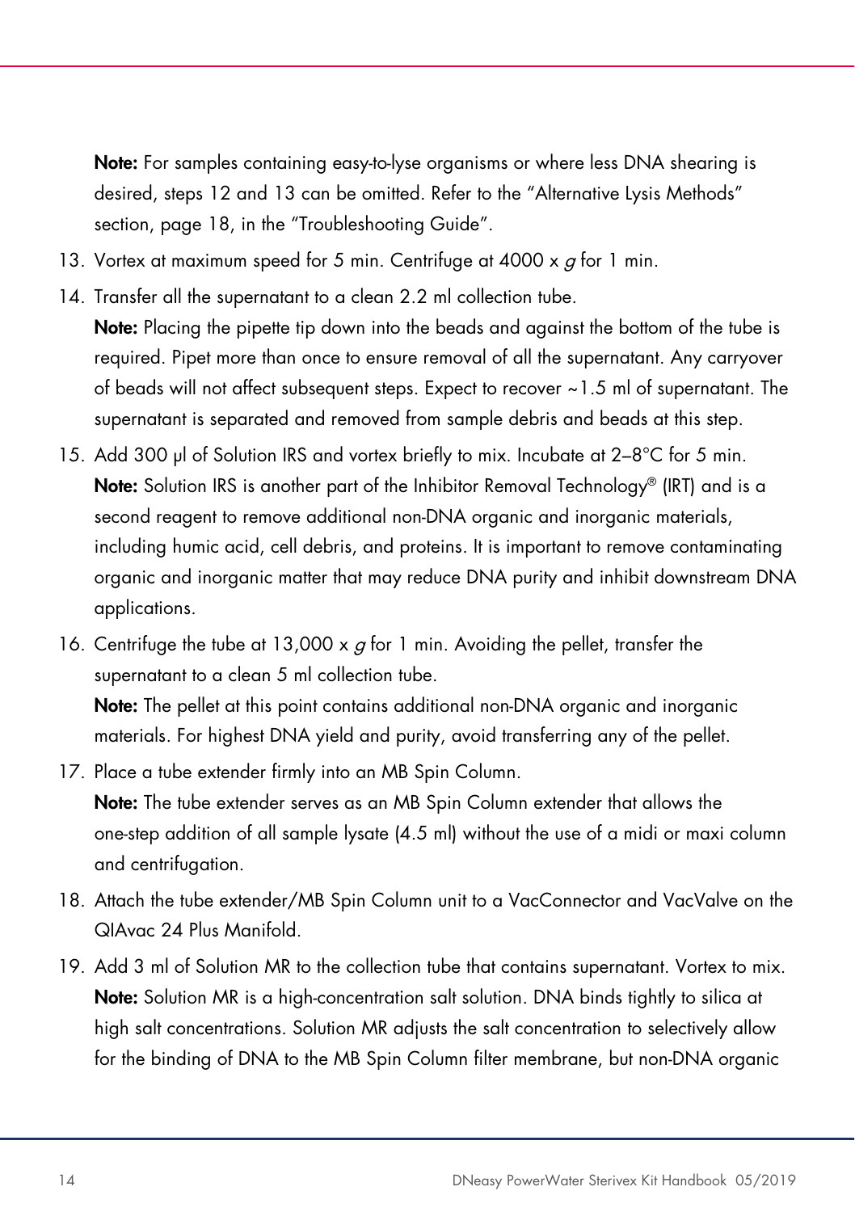**Note:** For samples containing easy-to-lyse organisms or where less DNA shearing is desired, steps 12 and 13 can be omitted. Refer to the "Alternative Lysis Methods" section, page 18, in the "Troubleshooting Guide".

13. Vortex at maximum speed for 5 min. Centrifuge at 4000 x *g* for 1 min.
14. Transfer all the supernatant to a clean 2.2 ml collection tube.
    **Note:** Placing the pipette tip down into the beads and against the bottom of the tube is required. Pipet more than once to ensure removal of all the supernatant. Any carryover of beads will not affect subsequent steps. Expect to recover ~1.5 ml of supernatant. The supernatant is separated and removed from sample debris and beads at this step.
15. Add 300 µl of Solution IRS and vortex briefly to mix. Incubate at 2–8°C for 5 min.
    **Note:** Solution IRS is another part of the Inhibitor Removal Technology® (IRT) and is a second reagent to remove additional non-DNA organic and inorganic materials, including humic acid, cell debris, and proteins. It is important to remove contaminating organic and inorganic matter that may reduce DNA purity and inhibit downstream DNA applications.
16. Centrifuge the tube at 13,000 x *g* for 1 min. Avoiding the pellet, transfer the supernatant to a clean 5 ml collection tube.
    **Note:** The pellet at this point contains additional non-DNA organic and inorganic materials. For highest DNA yield and purity, avoid transferring any of the pellet.
17. Place a tube extender firmly into an MB Spin Column.
    **Note:** The tube extender serves as an MB Spin Column extender that allows the one-step addition of all sample lysate (4.5 ml) without the use of a midi or maxi column and centrifugation.
18. Attach the tube extender/MB Spin Column unit to a VacConnector and VacValve on the QIAvac 24 Plus Manifold.
19. Add 3 ml of Solution MR to the collection tube that contains supernatant. Vortex to mix.
    **Note:** Solution MR is a high-concentration salt solution. DNA binds tightly to silica at high salt concentrations. Solution MR adjusts the salt concentration to selectively allow for the binding of DNA to the MB Spin Column filter membrane, but non-DNA organic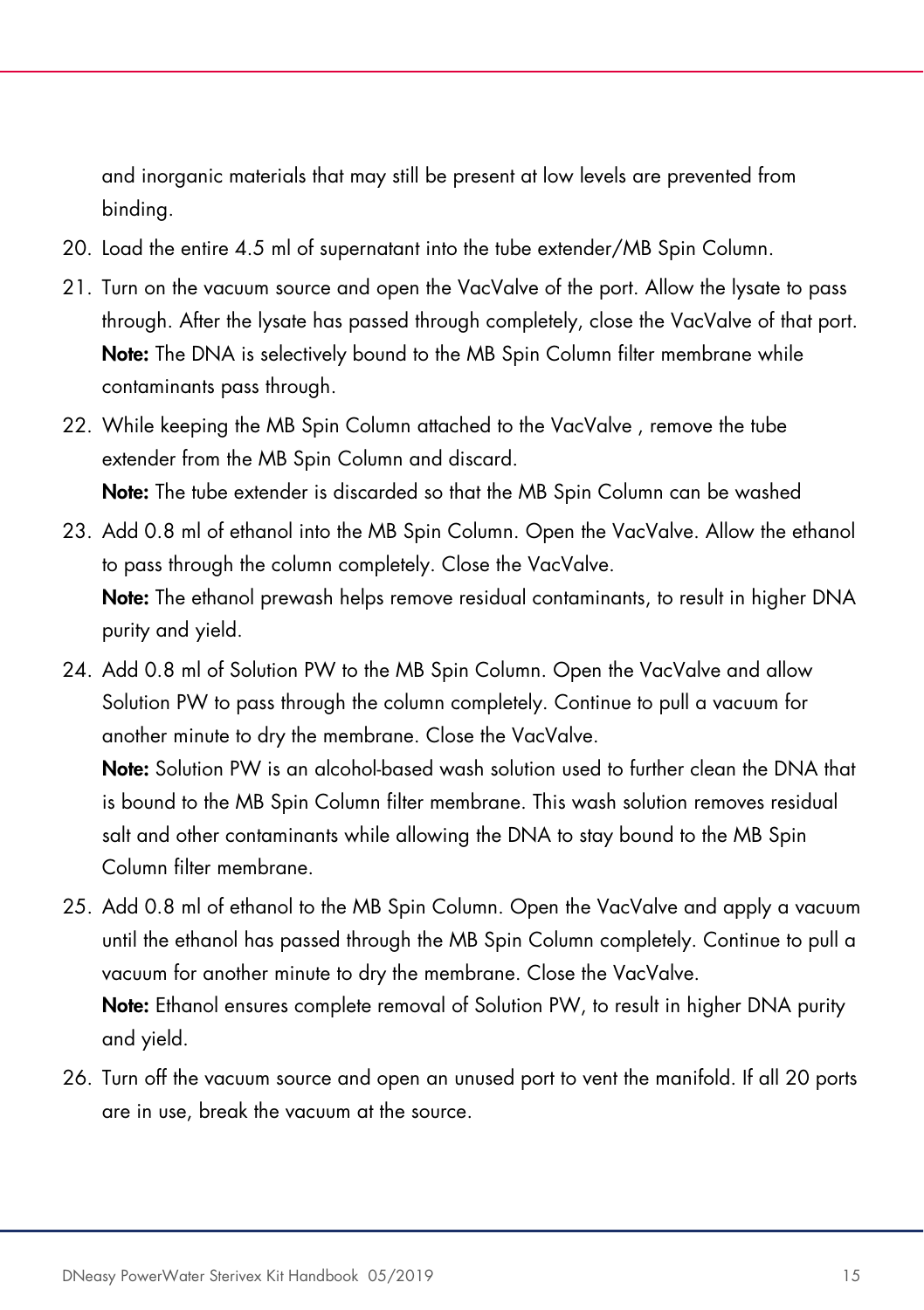and inorganic materials that may still be present at low levels are prevented from binding.

20. Load the entire 4.5 ml of supernatant into the tube extender/MB Spin Column.
21. Turn on the vacuum source and open the VacValve of the port. Allow the lysate to pass through. After the lysate has passed through completely, close the VacValve of that port.
    **Note:** The DNA is selectively bound to the MB Spin Column filter membrane while contaminants pass through.
22. While keeping the MB Spin Column attached to the VacValve , remove the tube extender from the MB Spin Column and discard.
    **Note:** The tube extender is discarded so that the MB Spin Column can be washed
23. Add 0.8 ml of ethanol into the MB Spin Column. Open the VacValve. Allow the ethanol to pass through the column completely. Close the VacValve.
    **Note:** The ethanol prewash helps remove residual contaminants, to result in higher DNA purity and yield.
24. Add 0.8 ml of Solution PW to the MB Spin Column. Open the VacValve and allow Solution PW to pass through the column completely. Continue to pull a vacuum for another minute to dry the membrane. Close the VacValve.
    **Note:** Solution PW is an alcohol-based wash solution used to further clean the DNA that is bound to the MB Spin Column filter membrane. This wash solution removes residual salt and other contaminants while allowing the DNA to stay bound to the MB Spin Column filter membrane.
25. Add 0.8 ml of ethanol to the MB Spin Column. Open the VacValve and apply a vacuum until the ethanol has passed through the MB Spin Column completely. Continue to pull a vacuum for another minute to dry the membrane. Close the VacValve.
    **Note:** Ethanol ensures complete removal of Solution PW, to result in higher DNA purity and yield.
26. Turn off the vacuum source and open an unused port to vent the manifold. If all 20 ports are in use, break the vacuum at the source.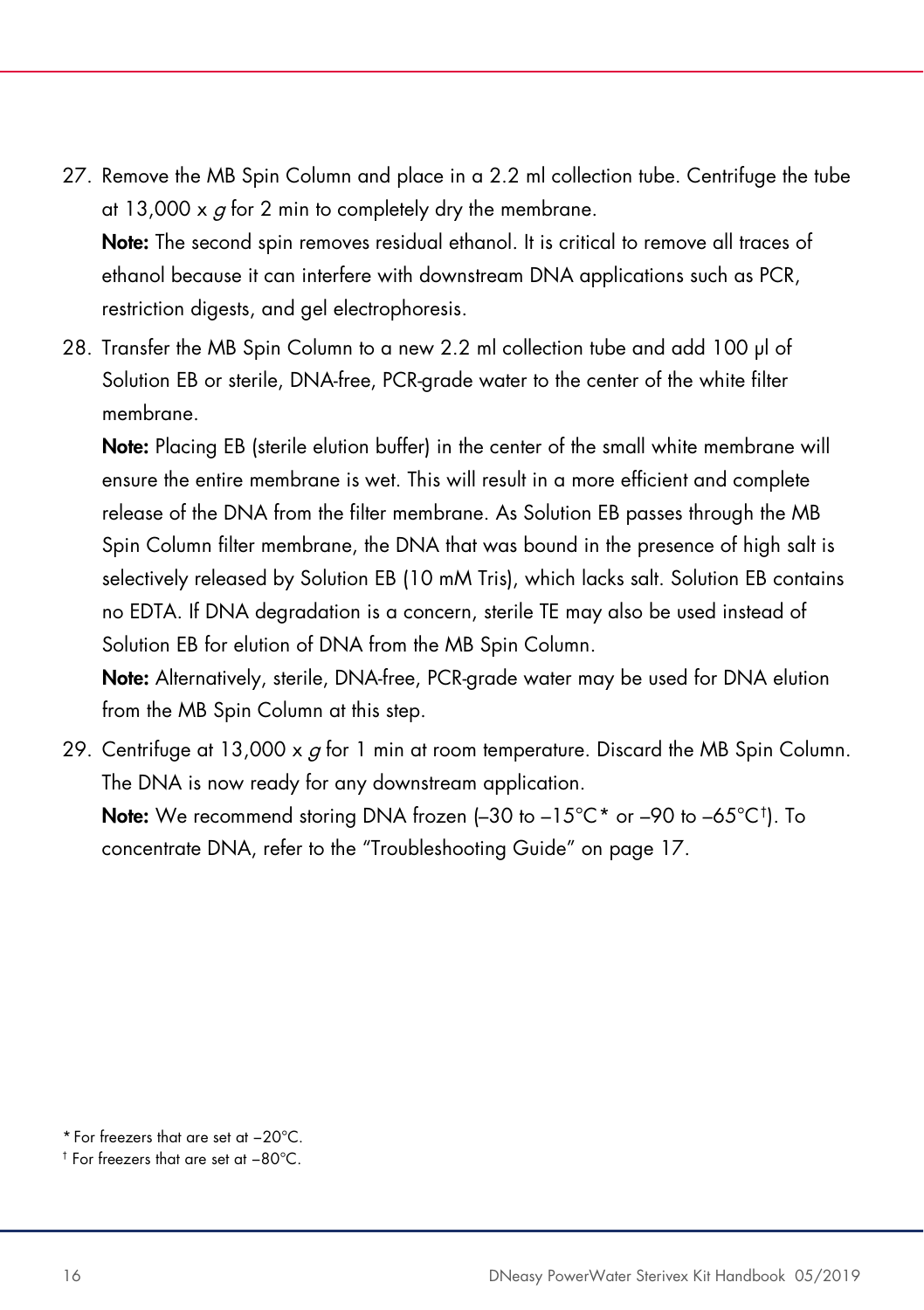27. Remove the MB Spin Column and place in a 2.2 ml collection tube. Centrifuge the tube at 13,000 x *g* for 2 min to completely dry the membrane.
    **Note:** The second spin removes residual ethanol. It is critical to remove all traces of ethanol because it can interfere with downstream DNA applications such as PCR, restriction digests, and gel electrophoresis.
28. Transfer the MB Spin Column to a new 2.2 ml collection tube and add 100 µl of Solution EB or sterile, DNA-free, PCR-grade water to the center of the white filter membrane.
    **Note:** Placing EB (sterile elution buffer) in the center of the small white membrane will ensure the entire membrane is wet. This will result in a more efficient and complete release of the DNA from the filter membrane. As Solution EB passes through the MB Spin Column filter membrane, the DNA that was bound in the presence of high salt is selectively released by Solution EB (10 mM Tris), which lacks salt. Solution EB contains no EDTA. If DNA degradation is a concern, sterile TE may also be used instead of Solution EB for elution of DNA from the MB Spin Column.
    **Note:** Alternatively, sterile, DNA-free, PCR-grade water may be used for DNA elution from the MB Spin Column at this step.
29. Centrifuge at 13,000 x *g* for 1 min at room temperature. Discard the MB Spin Column. The DNA is now ready for any downstream application.
    **Note:** We recommend storing DNA frozen (–30 to –15°C* or –90 to –65°C†). To concentrate DNA, refer to the "Troubleshooting Guide" on page 17.

* For freezers that are set at –20°C.

† For freezers that are set at –80°C.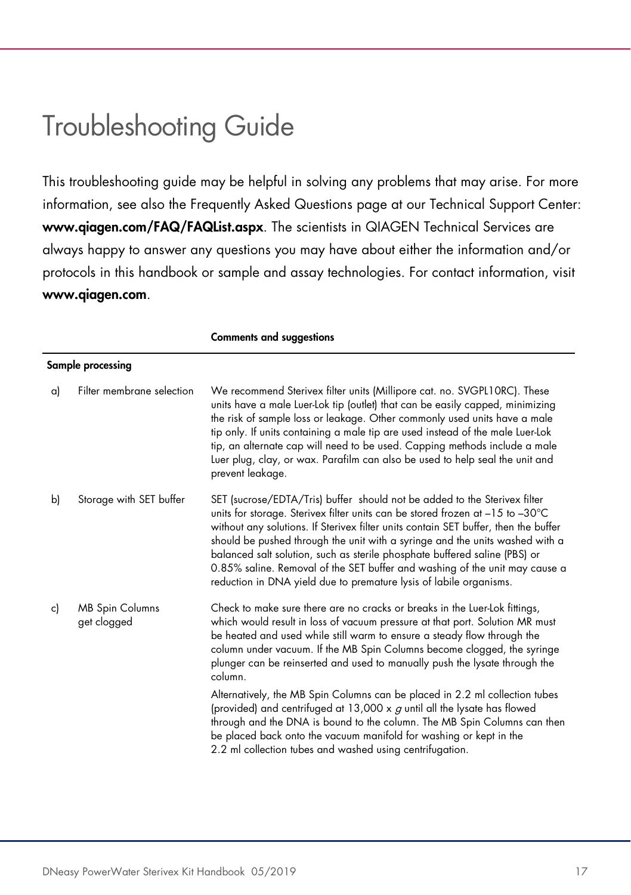# Troubleshooting Guide

This troubleshooting guide may be helpful in solving any problems that may arise. For more information, see also the Frequently Asked Questions page at our Technical Support Center: **www.qiagen.com/FAQ/FAQList.aspx**. The scientists in QIAGEN Technical Services are always happy to answer any questions you may have about either the information and/or protocols in this handbook or sample and assay technologies. For contact information, visit **www.qiagen.com**.

| | | Comments and suggestions |
|---|---|---|
| **Sample processing** | | |
| a) | Filter membrane selection | We recommend Sterivex filter units (Millipore cat. no. SVGPL10RC). These units have a male Luer-Lok tip (outlet) that can be easily capped, minimizing the risk of sample loss or leakage. Other commonly used units have a male tip only. If units containing a male tip are used instead of the male Luer-Lok tip, an alternate cap will need to be used. Capping methods include a male Luer plug, clay, or wax. Parafilm can also be used to help seal the unit and prevent leakage. |
| b) | Storage with SET buffer | SET (sucrose/EDTA/Tris) buffer should not be added to the Sterivex filter units for storage. Sterivex filter units can be stored frozen at –15 to –30°C without any solutions. If Sterivex filter units contain SET buffer, then the buffer should be pushed through the unit with a syringe and the units washed with a balanced salt solution, such as sterile phosphate buffered saline (PBS) or 0.85% saline. Removal of the SET buffer and washing of the unit may cause a reduction in DNA yield due to premature lysis of labile organisms. |
| c) | MB Spin Columns get clogged | Check to make sure there are no cracks or breaks in the Luer-Lok fittings, which would result in loss of vacuum pressure at that port. Solution MR must be heated and used while still warm to ensure a steady flow through the column under vacuum. If the MB Spin Columns become clogged, the syringe plunger can be reinserted and used to manually push the lysate through the column.<br><br>Alternatively, the MB Spin Columns can be placed in 2.2 ml collection tubes (provided) and centrifuged at 13,000 x *g* until all the lysate has flowed through and the DNA is bound to the column. The MB Spin Columns can then be placed back onto the vacuum manifold for washing or kept in the 2.2 ml collection tubes and washed using centrifugation. |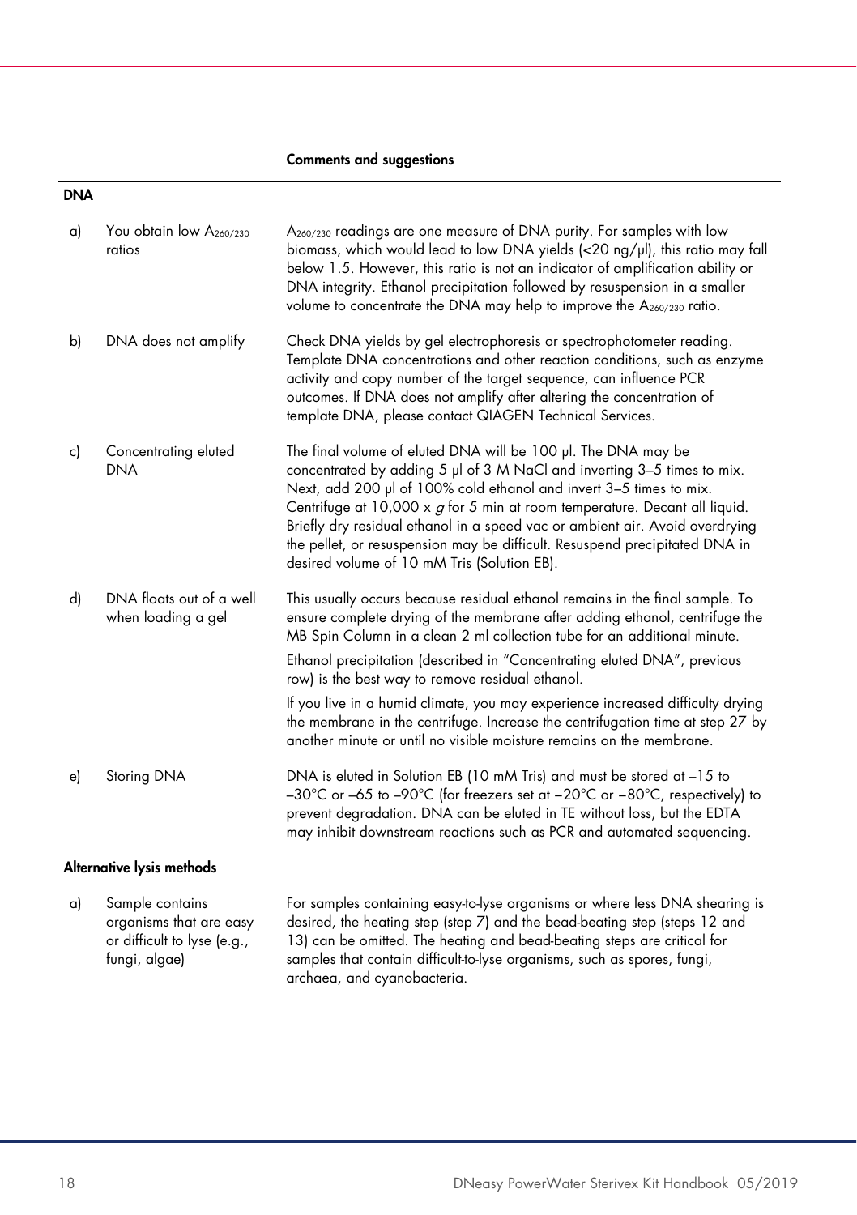| | | Comments and suggestions |
|---|---|---|
| **DNA** | | |
| a) | You obtain low $A_{260/230}$ ratios | $A_{260/230}$ readings are one measure of DNA purity. For samples with low biomass, which would lead to low DNA yields (<20 ng/µl), this ratio may fall below 1.5. However, this ratio is not an indicator of amplification ability or DNA integrity. Ethanol precipitation followed by resuspension in a smaller volume to concentrate the DNA may help to improve the $A_{260/230}$ ratio. |
| b) | DNA does not amplify | Check DNA yields by gel electrophoresis or spectrophotometer reading. Template DNA concentrations and other reaction conditions, such as enzyme activity and copy number of the target sequence, can influence PCR outcomes. If DNA does not amplify after altering the concentration of template DNA, please contact QIAGEN Technical Services. |
| c) | Concentrating eluted DNA | The final volume of eluted DNA will be 100 µl. The DNA may be concentrated by adding 5 µl of 3 M NaCl and inverting 3–5 times to mix. Next, add 200 µl of 100% cold ethanol and invert 3–5 times to mix. Centrifuge at 10,000 x *g* for 5 min at room temperature. Decant all liquid. Briefly dry residual ethanol in a speed vac or ambient air. Avoid overdrying the pellet, or resuspension may be difficult. Resuspend precipitated DNA in desired volume of 10 mM Tris (Solution EB). |
| d) | DNA floats out of a well when loading a gel | This usually occurs because residual ethanol remains in the final sample. To ensure complete drying of the membrane after adding ethanol, centrifuge the MB Spin Column in a clean 2 ml collection tube for an additional minute.<br>Ethanol precipitation (described in "Concentrating eluted DNA", previous row) is the best way to remove residual ethanol.<br>If you live in a humid climate, you may experience increased difficulty drying the membrane in the centrifuge. Increase the centrifugation time at step 27 by another minute or until no visible moisture remains on the membrane. |
| e) | Storing DNA | DNA is eluted in Solution EB (10 mM Tris) and must be stored at –15 to –30°C or –65 to –90°C (for freezers set at –20°C or –80°C, respectively) to prevent degradation. DNA can be eluted in TE without loss, but the EDTA may inhibit downstream reactions such as PCR and automated sequencing. |
| **Alternative lysis methods** | | |
| a) | Sample contains organisms that are easy or difficult to lyse (e.g., fungi, algae) | For samples containing easy-to-lyse organisms or where less DNA shearing is desired, the heating step (step 7) and the bead-beating step (steps 12 and 13) can be omitted. The heating and bead-beating steps are critical for samples that contain difficult-to-lyse organisms, such as spores, fungi, archaea, and cyanobacteria. |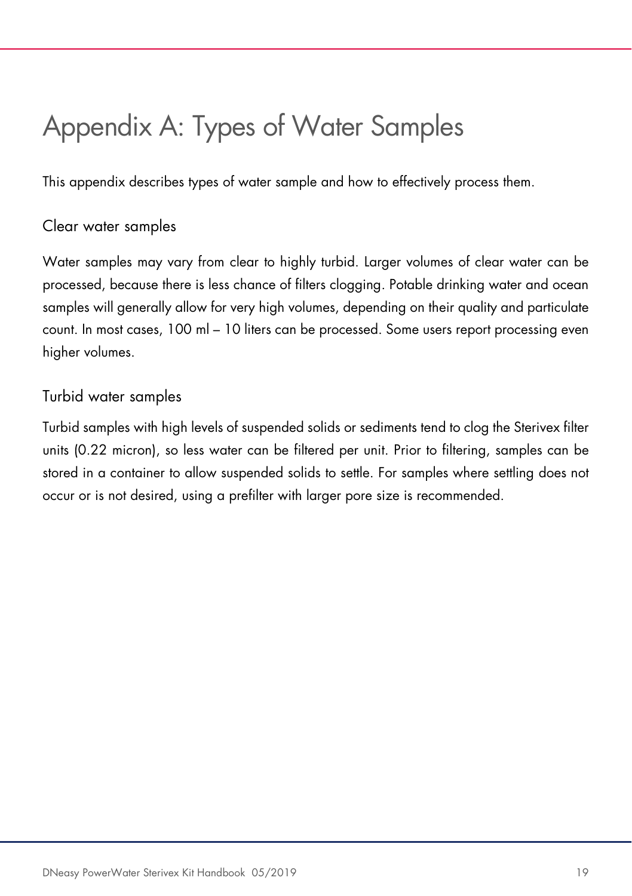# Appendix A: Types of Water Samples

This appendix describes types of water sample and how to effectively process them.

## Clear water samples

Water samples may vary from clear to highly turbid. Larger volumes of clear water can be processed, because there is less chance of filters clogging. Potable drinking water and ocean samples will generally allow for very high volumes, depending on their quality and particulate count. In most cases, 100 ml – 10 liters can be processed. Some users report processing even higher volumes.

## Turbid water samples

Turbid samples with high levels of suspended solids or sediments tend to clog the Sterivex filter units (0.22 micron), so less water can be filtered per unit. Prior to filtering, samples can be stored in a container to allow suspended solids to settle. For samples where settling does not occur or is not desired, using a prefilter with larger pore size is recommended.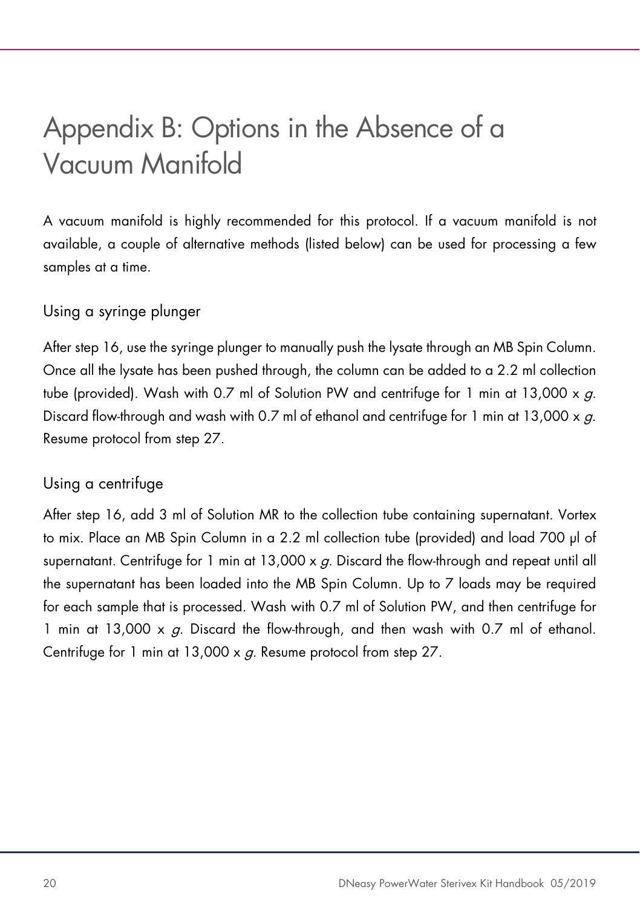# Appendix B: Options in the Absence of a Vacuum Manifold

A vacuum manifold is highly recommended for this protocol. If a vacuum manifold is not available, a couple of alternative methods (listed below) can be used for processing a few samples at a time.

## Using a syringe plunger

After step 16, use the syringe plunger to manually push the lysate through an MB Spin Column. Once all the lysate has been pushed through, the column can be added to a 2.2 ml collection tube (provided). Wash with 0.7 ml of Solution PW and centrifuge for 1 min at 13,000 x *g*. Discard flow-through and wash with 0.7 ml of ethanol and centrifuge for 1 min at 13,000 x *g*. Resume protocol from step 27.

## Using a centrifuge

After step 16, add 3 ml of Solution MR to the collection tube containing supernatant. Vortex to mix. Place an MB Spin Column in a 2.2 ml collection tube (provided) and load 700 µl of supernatant. Centrifuge for 1 min at 13,000 x *g*. Discard the flow-through and repeat until all the supernatant has been loaded into the MB Spin Column. Up to 7 loads may be required for each sample that is processed. Wash with 0.7 ml of Solution PW, and then centrifuge for 1 min at 13,000 x *g*. Discard the flow-through, and then wash with 0.7 ml of ethanol. Centrifuge for 1 min at 13,000 x *g*. Resume protocol from step 27.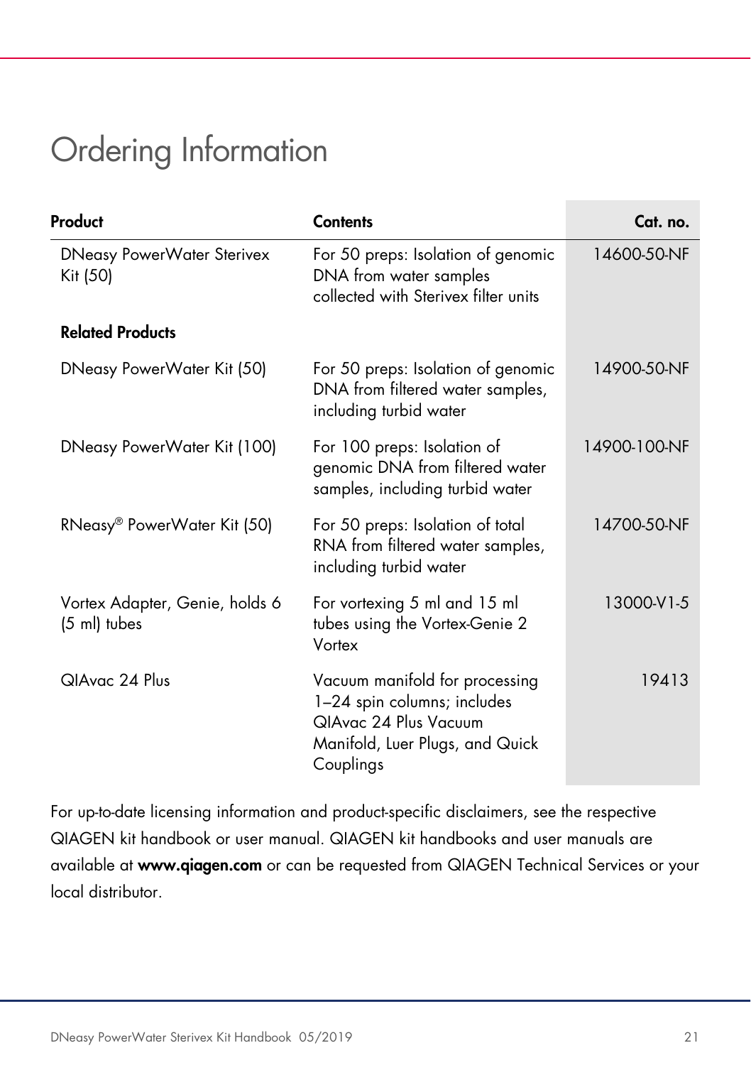# Ordering Information

| Product | Contents | Cat. no. |
|---|---|---|
| DNeasy PowerWater Sterivex Kit (50) | For 50 preps: Isolation of genomic DNA from water samples collected with Sterivex filter units | 14600-50-NF |
| **Related Products** | | |
| DNeasy PowerWater Kit (50) | For 50 preps: Isolation of genomic DNA from filtered water samples, including turbid water | 14900-50-NF |
| DNeasy PowerWater Kit (100) | For 100 preps: Isolation of genomic DNA from filtered water samples, including turbid water | 14900-100-NF |
| RNeasy® PowerWater Kit (50) | For 50 preps: Isolation of total RNA from filtered water samples, including turbid water | 14700-50-NF |
| Vortex Adapter, Genie, holds 6 (5 ml) tubes | For vortexing 5 ml and 15 ml tubes using the Vortex-Genie 2 Vortex | 13000-V1-5 |
| QIAvac 24 Plus | Vacuum manifold for processing 1–24 spin columns; includes QIAvac 24 Plus Vacuum Manifold, Luer Plugs, and Quick Couplings | 19413 |

For up-to-date licensing information and product-specific disclaimers, see the respective QIAGEN kit handbook or user manual. QIAGEN kit handbooks and user manuals are available at **www.qiagen.com** or can be requested from QIAGEN Technical Services or your local distributor.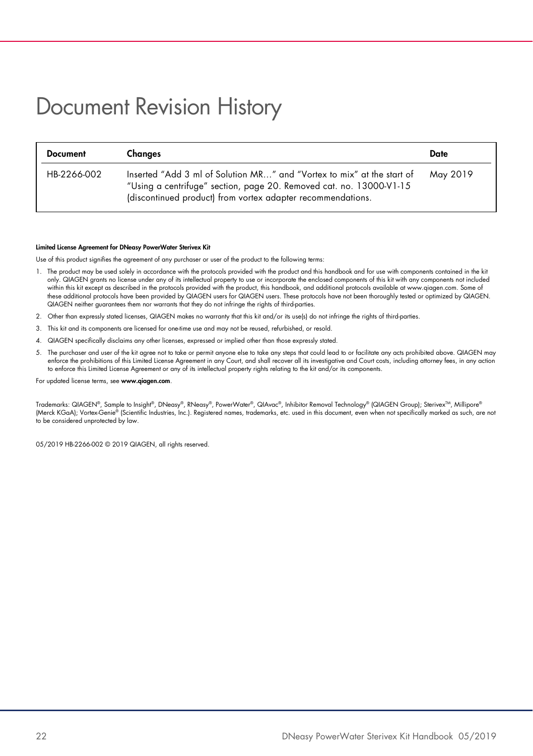# Document Revision History

| Document | Changes | Date |
| --- | --- | --- |
| HB-2266-002 | Inserted "Add 3 ml of Solution MR..." and "Vortex to mix" at the start of "Using a centrifuge" section, page 20. Removed cat. no. 13000-V1-15 (discontinued product) from vortex adapter recommendations. | May 2019 |

**Limited License Agreement for DNeasy PowerWater Sterivex Kit**

Use of this product signifies the agreement of any purchaser or user of the product to the following terms:

1. The product may be used solely in accordance with the protocols provided with the product and this handbook and for use with components contained in the kit only. QIAGEN grants no license under any of its intellectual property to use or incorporate the enclosed components of this kit with any components not included within this kit except as described in the protocols provided with the product, this handbook, and additional protocols available at www.qiagen.com. Some of these additional protocols have been provided by QIAGEN users for QIAGEN users. These protocols have not been thoroughly tested or optimized by QIAGEN. QIAGEN neither guarantees them nor warrants that they do not infringe the rights of third-parties.
2. Other than expressly stated licenses, QIAGEN makes no warranty that this kit and/or its use(s) do not infringe the rights of third-parties.
3. This kit and its components are licensed for one-time use and may not be reused, refurbished, or resold.
4. QIAGEN specifically disclaims any other licenses, expressed or implied other than those expressly stated.
5. The purchaser and user of the kit agree not to take or permit anyone else to take any steps that could lead to or facilitate any acts prohibited above. QIAGEN may enforce the prohibitions of this Limited License Agreement in any Court, and shall recover all its investigative and Court costs, including attorney fees, in any action to enforce this Limited License Agreement or any of its intellectual property rights relating to the kit and/or its components.

For updated license terms, see **www.qiagen.com**.

Trademarks: QIAGEN®, Sample to Insight®, DNeasy®, RNeasy®, PowerWater®, QIAvac®, Inhibitor Removal Technology® (QIAGEN Group); Sterivex™, Millipore® (Merck KGaA); Vortex-Genie® (Scientific Industries, Inc.). Registered names, trademarks, etc. used in this document, even when not specifically marked as such, are not to be considered unprotected by law.

05/2019 HB-2266-002 © 2019 QIAGEN, all rights reserved.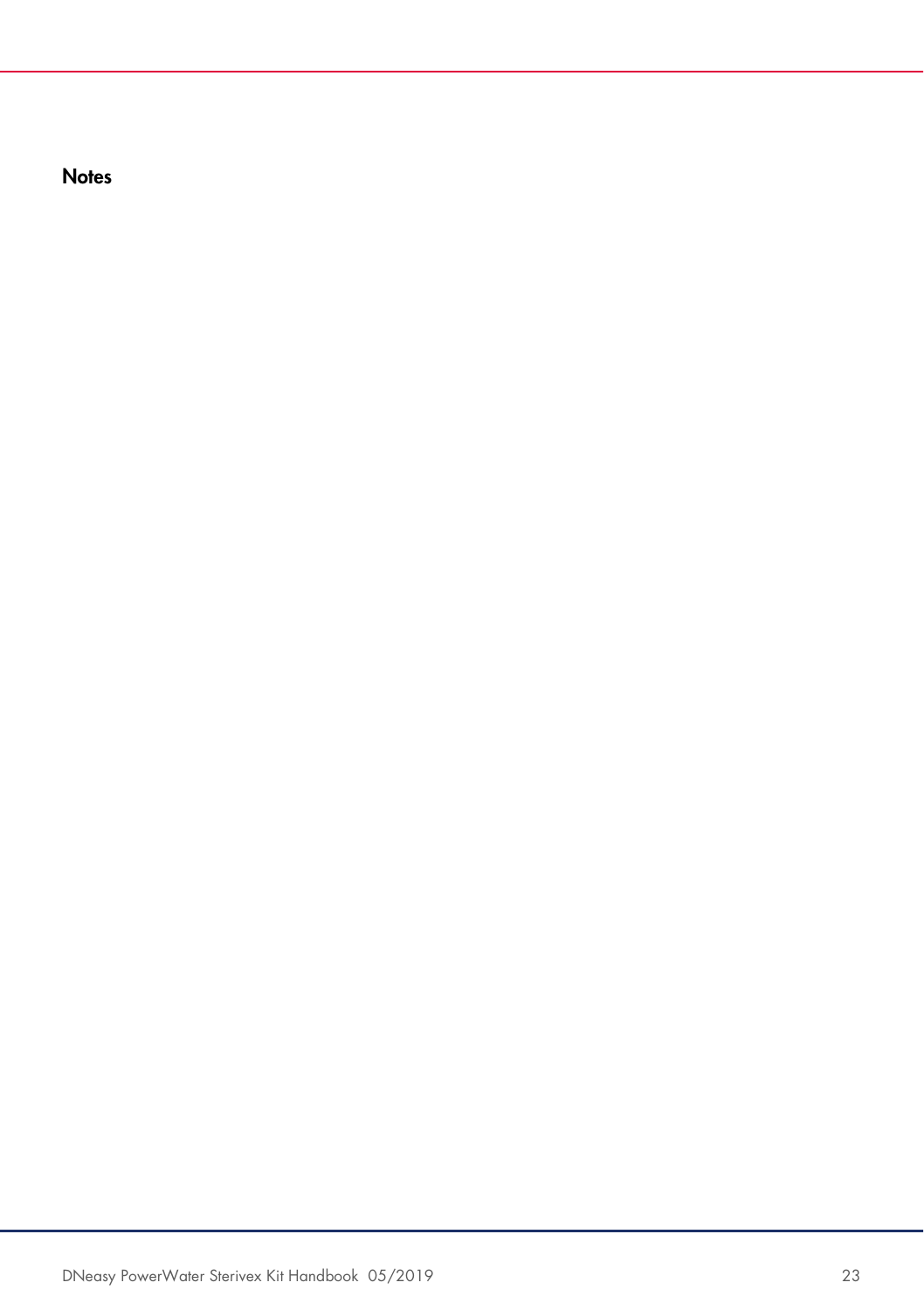## Notes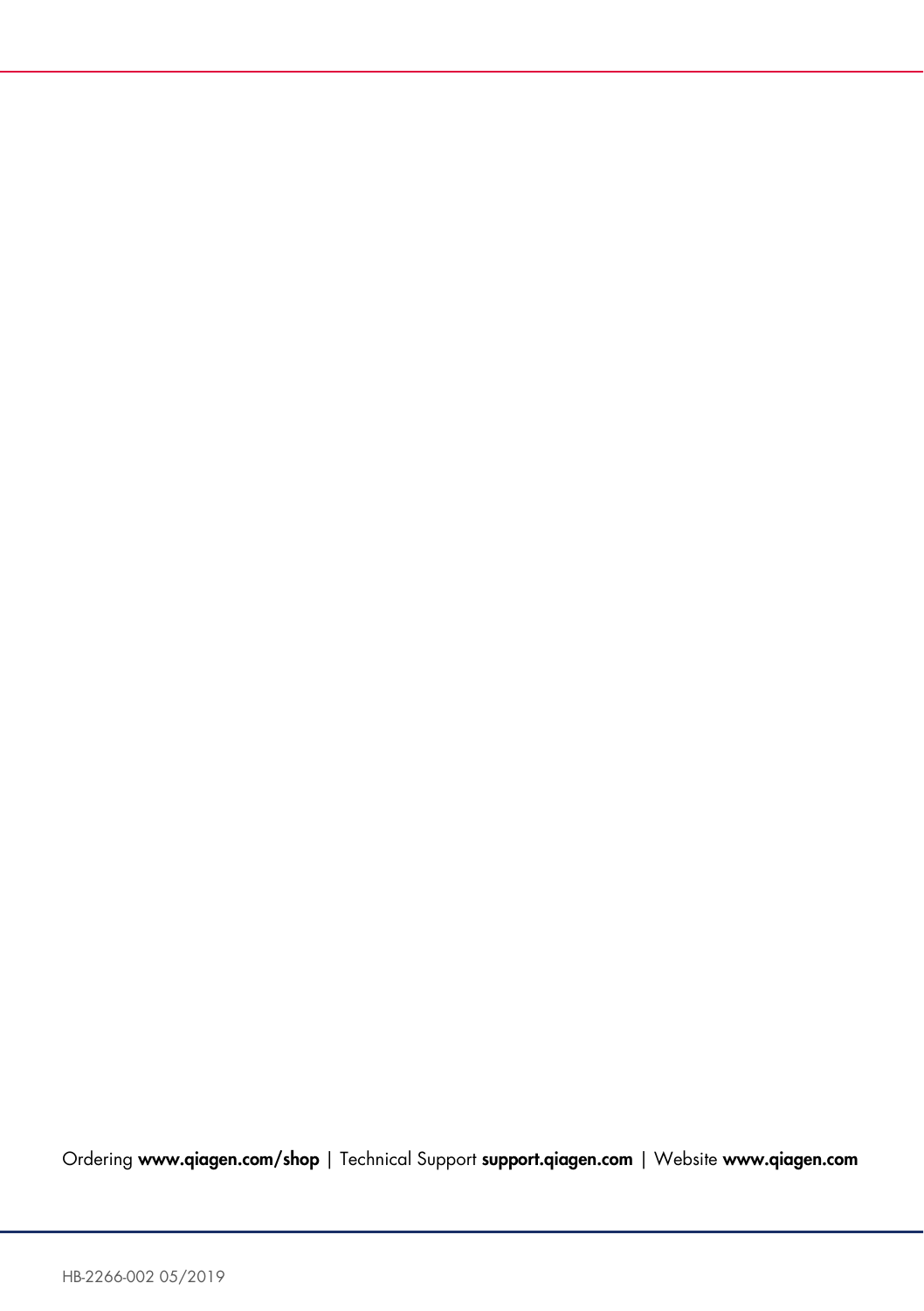Ordering **www.qiagen.com/shop** | Technical Support **support.qiagen.com** | Website **www.qiagen.com**

HB-2266-002 05/2019